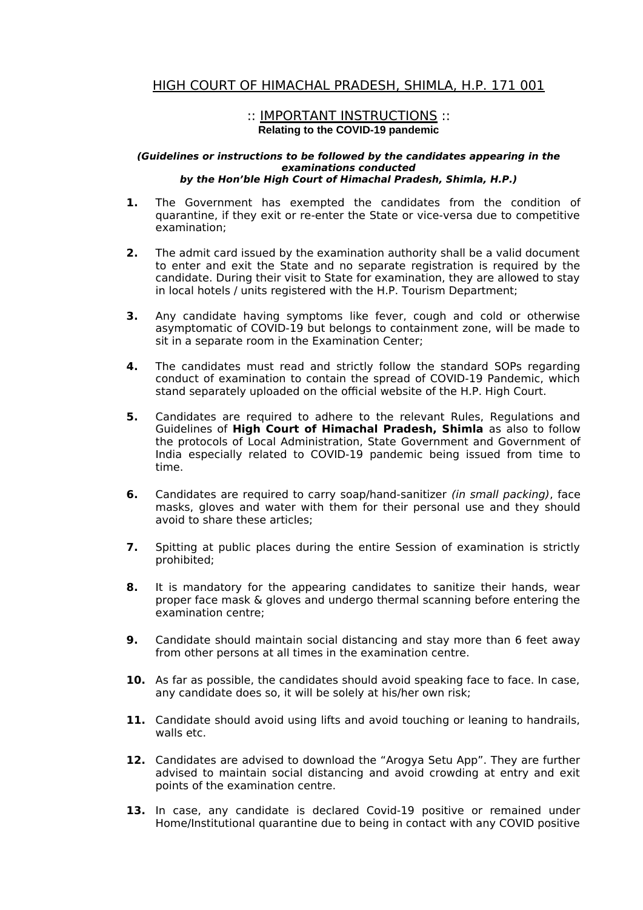# HIGH COURT OF HIMACHAL PRADESH, SHIMLA, H.P. 171 001

## :: IMPORTANT INSTRUCTIONS ::

**Relating to the COVID-19 pandemic**

***(Guidelines or instructions to be followed by the candidates appearing in the examinations conducted by the Hon'ble High Court of Himachal Pradesh, Shimla, H.P.)***

1. The Government has exempted the candidates from the condition of quarantine, if they exit or re-enter the State or vice-versa due to competitive examination;

2. The admit card issued by the examination authority shall be a valid document to enter and exit the State and no separate registration is required by the candidate. During their visit to State for examination, they are allowed to stay in local hotels / units registered with the H.P. Tourism Department;

3. Any candidate having symptoms like fever, cough and cold or otherwise asymptomatic of COVID-19 but belongs to containment zone, will be made to sit in a separate room in the Examination Center;

4. The candidates must read and strictly follow the standard SOPs regarding conduct of examination to contain the spread of COVID-19 Pandemic, which stand separately uploaded on the official website of the H.P. High Court.

5. Candidates are required to adhere to the relevant Rules, Regulations and Guidelines of **High Court of Himachal Pradesh, Shimla** as also to follow the protocols of Local Administration, State Government and Government of India especially related to COVID-19 pandemic being issued from time to time.

6. Candidates are required to carry soap/hand-sanitizer *(in small packing)*, face masks, gloves and water with them for their personal use and they should avoid to share these articles;

7. Spitting at public places during the entire Session of examination is strictly prohibited;

8. It is mandatory for the appearing candidates to sanitize their hands, wear proper face mask & gloves and undergo thermal scanning before entering the examination centre;

9. Candidate should maintain social distancing and stay more than 6 feet away from other persons at all times in the examination centre.

10. As far as possible, the candidates should avoid speaking face to face. In case, any candidate does so, it will be solely at his/her own risk;

11. Candidate should avoid using lifts and avoid touching or leaning to handrails, walls etc.

12. Candidates are advised to download the "Arogya Setu App". They are further advised to maintain social distancing and avoid crowding at entry and exit points of the examination centre.

13. In case, any candidate is declared Covid-19 positive or remained under Home/Institutional quarantine due to being in contact with any COVID positive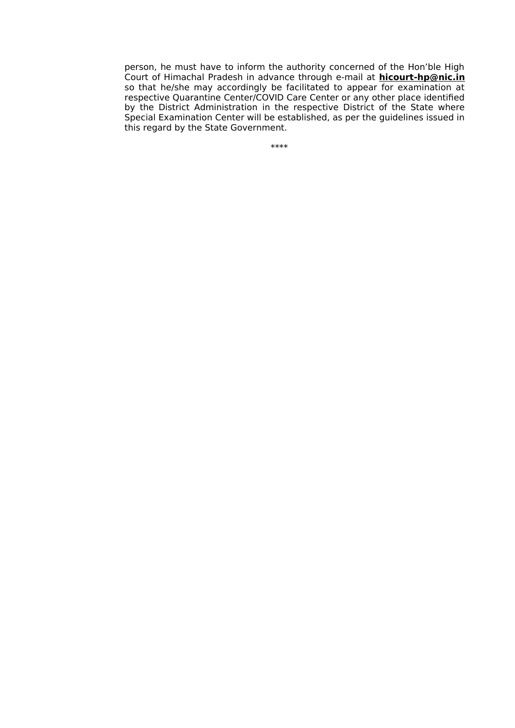person, he must have to inform the authority concerned of the Hon'ble High Court of Himachal Pradesh in advance through e-mail at **hicourt-hp@nic.in** so that he/she may accordingly be facilitated to appear for examination at respective Quarantine Center/COVID Care Center or any other place identified by the District Administration in the respective District of the State where Special Examination Center will be established, as per the guidelines issued in this regard by the State Government.

****